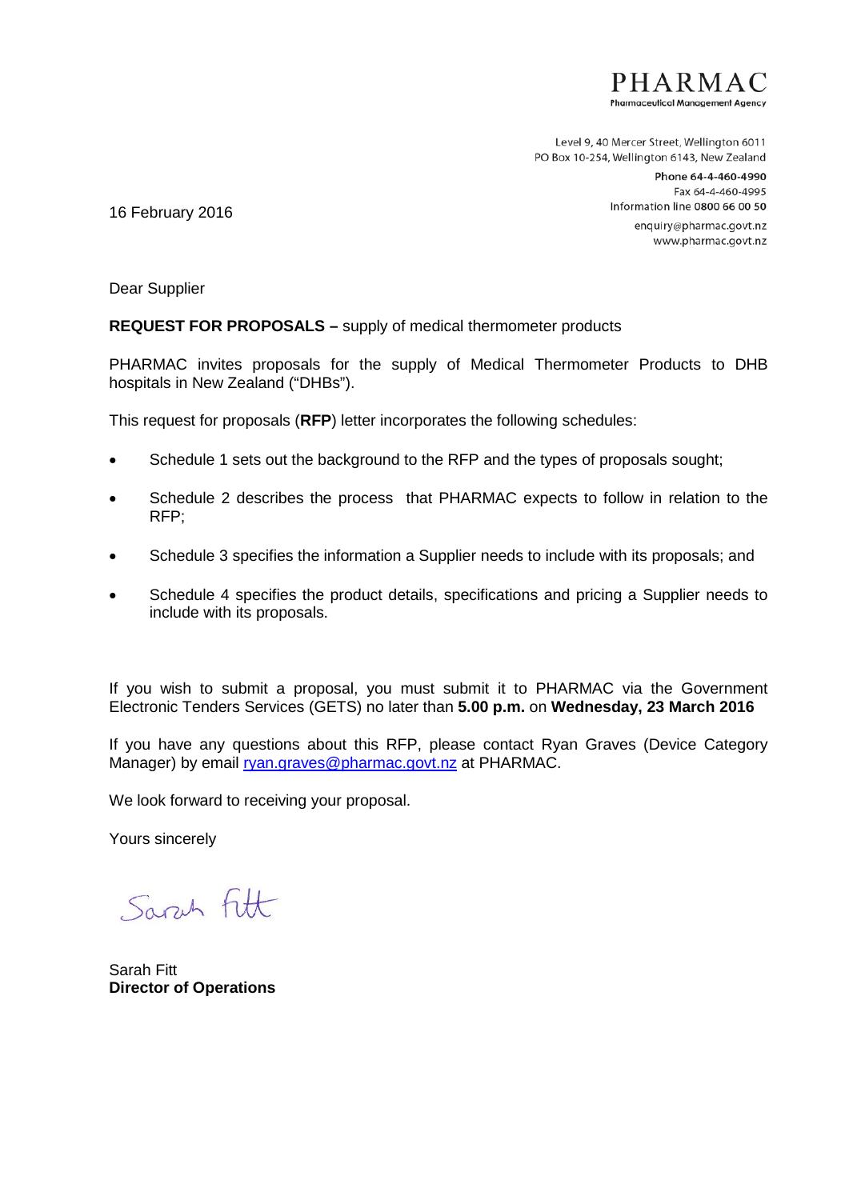PHARMAC
Pharmaceutical Management Agency

Level 9, 40 Mercer Street, Wellington 6011
PO Box 10-254, Wellington 6143, New Zealand
Phone 64-4-460-4990
Fax 64-4-460-4995
Information line 0800 66 00 50
enquiry@pharmac.govt.nz
www.pharmac.govt.nz

16 February 2016

Dear Supplier

**REQUEST FOR PROPOSALS –** supply of medical thermometer products

PHARMAC invites proposals for the supply of Medical Thermometer Products to DHB hospitals in New Zealand ("DHBs").

This request for proposals (**RFP**) letter incorporates the following schedules:

- Schedule 1 sets out the background to the RFP and the types of proposals sought;
- Schedule 2 describes the process that PHARMAC expects to follow in relation to the RFP;
- Schedule 3 specifies the information a Supplier needs to include with its proposals; and
- Schedule 4 specifies the product details, specifications and pricing a Supplier needs to include with its proposals.

If you wish to submit a proposal, you must submit it to PHARMAC via the Government Electronic Tenders Services (GETS) no later than **5.00 p.m.** on **Wednesday, 23 March 2016**

If you have any questions about this RFP, please contact Ryan Graves (Device Category Manager) by email ryan.graves@pharmac.govt.nz at PHARMAC.

We look forward to receiving your proposal.

Yours sincerely

Sarah Fitt

Sarah Fitt
**Director of Operations**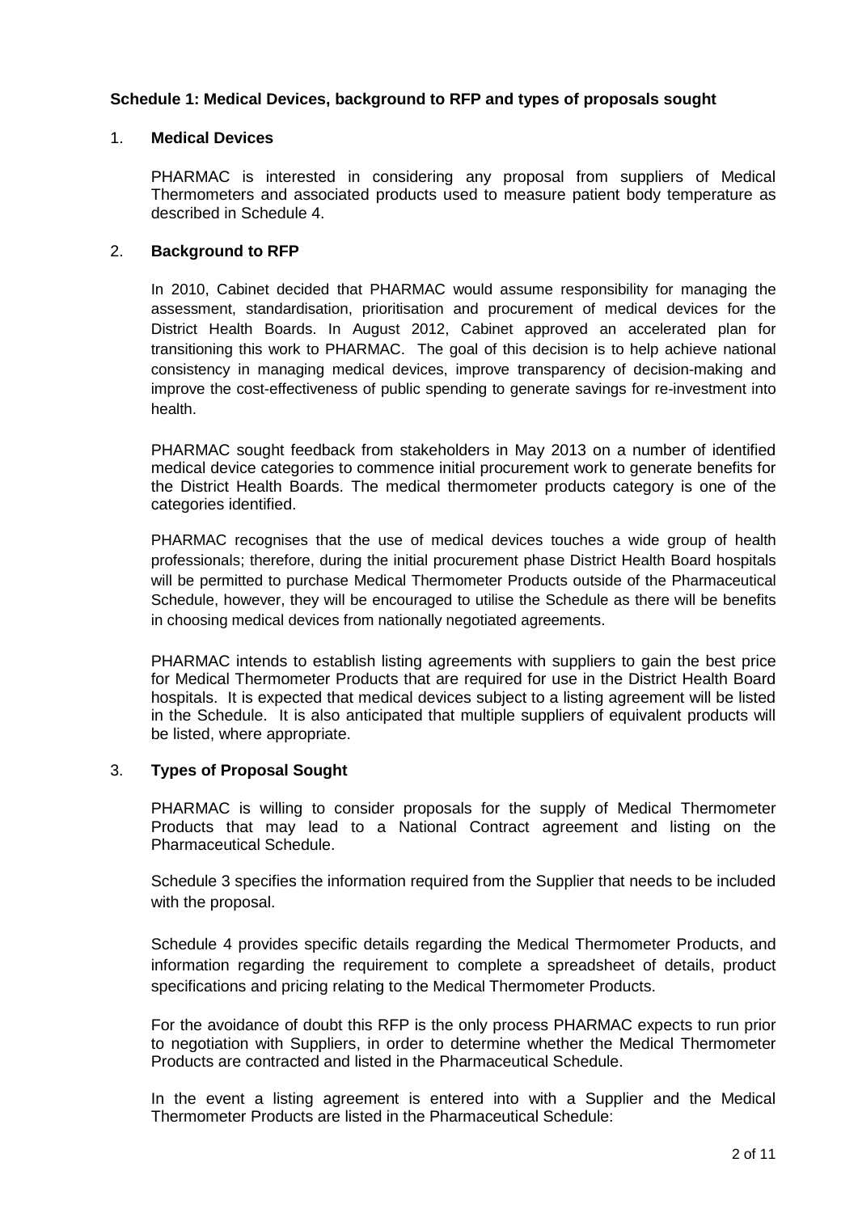## Schedule 1: Medical Devices, background to RFP and types of proposals sought

### 1. Medical Devices

PHARMAC is interested in considering any proposal from suppliers of Medical Thermometers and associated products used to measure patient body temperature as described in Schedule 4.

### 2. Background to RFP

In 2010, Cabinet decided that PHARMAC would assume responsibility for managing the assessment, standardisation, prioritisation and procurement of medical devices for the District Health Boards. In August 2012, Cabinet approved an accelerated plan for transitioning this work to PHARMAC. The goal of this decision is to help achieve national consistency in managing medical devices, improve transparency of decision-making and improve the cost-effectiveness of public spending to generate savings for re-investment into health.

PHARMAC sought feedback from stakeholders in May 2013 on a number of identified medical device categories to commence initial procurement work to generate benefits for the District Health Boards. The medical thermometer products category is one of the categories identified.

PHARMAC recognises that the use of medical devices touches a wide group of health professionals; therefore, during the initial procurement phase District Health Board hospitals will be permitted to purchase Medical Thermometer Products outside of the Pharmaceutical Schedule, however, they will be encouraged to utilise the Schedule as there will be benefits in choosing medical devices from nationally negotiated agreements.

PHARMAC intends to establish listing agreements with suppliers to gain the best price for Medical Thermometer Products that are required for use in the District Health Board hospitals. It is expected that medical devices subject to a listing agreement will be listed in the Schedule. It is also anticipated that multiple suppliers of equivalent products will be listed, where appropriate.

### 3. Types of Proposal Sought

PHARMAC is willing to consider proposals for the supply of Medical Thermometer Products that may lead to a National Contract agreement and listing on the Pharmaceutical Schedule.

Schedule 3 specifies the information required from the Supplier that needs to be included with the proposal.

Schedule 4 provides specific details regarding the Medical Thermometer Products, and information regarding the requirement to complete a spreadsheet of details, product specifications and pricing relating to the Medical Thermometer Products.

For the avoidance of doubt this RFP is the only process PHARMAC expects to run prior to negotiation with Suppliers, in order to determine whether the Medical Thermometer Products are contracted and listed in the Pharmaceutical Schedule.

In the event a listing agreement is entered into with a Supplier and the Medical Thermometer Products are listed in the Pharmaceutical Schedule: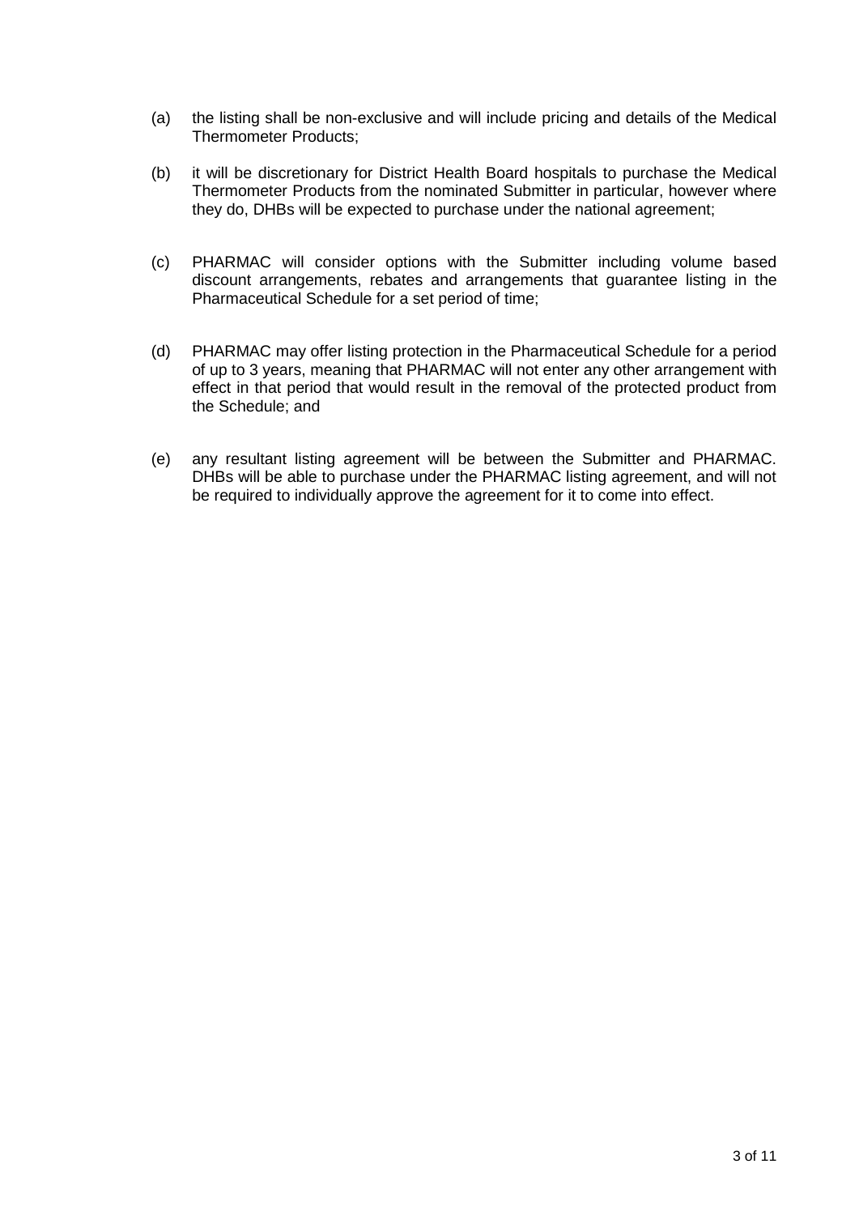(a) the listing shall be non-exclusive and will include pricing and details of the Medical Thermometer Products;

(b) it will be discretionary for District Health Board hospitals to purchase the Medical Thermometer Products from the nominated Submitter in particular, however where they do, DHBs will be expected to purchase under the national agreement;

(c) PHARMAC will consider options with the Submitter including volume based discount arrangements, rebates and arrangements that guarantee listing in the Pharmaceutical Schedule for a set period of time;

(d) PHARMAC may offer listing protection in the Pharmaceutical Schedule for a period of up to 3 years, meaning that PHARMAC will not enter any other arrangement with effect in that period that would result in the removal of the protected product from the Schedule; and

(e) any resultant listing agreement will be between the Submitter and PHARMAC. DHBs will be able to purchase under the PHARMAC listing agreement, and will not be required to individually approve the agreement for it to come into effect.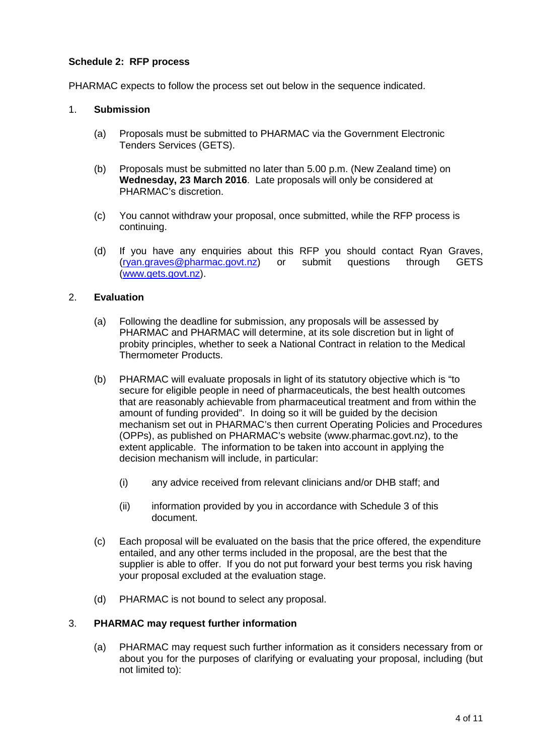**Schedule 2: RFP process**

PHARMAC expects to follow the process set out below in the sequence indicated.

1. **Submission**

   (a) Proposals must be submitted to PHARMAC via the Government Electronic Tenders Services (GETS).

   (b) Proposals must be submitted no later than 5.00 p.m. (New Zealand time) on **Wednesday, 23 March 2016**. Late proposals will only be considered at PHARMAC's discretion.

   (c) You cannot withdraw your proposal, once submitted, while the RFP process is continuing.

   (d) If you have any enquiries about this RFP you should contact Ryan Graves, (ryan.graves@pharmac.govt.nz) or submit questions through GETS (www.gets.govt.nz).

2. **Evaluation**

   (a) Following the deadline for submission, any proposals will be assessed by PHARMAC and PHARMAC will determine, at its sole discretion but in light of probity principles, whether to seek a National Contract in relation to the Medical Thermometer Products.

   (b) PHARMAC will evaluate proposals in light of its statutory objective which is "to secure for eligible people in need of pharmaceuticals, the best health outcomes that are reasonably achievable from pharmaceutical treatment and from within the amount of funding provided". In doing so it will be guided by the decision mechanism set out in PHARMAC's then current Operating Policies and Procedures (OPPs), as published on PHARMAC's website (www.pharmac.govt.nz), to the extent applicable. The information to be taken into account in applying the decision mechanism will include, in particular:

      (i) any advice received from relevant clinicians and/or DHB staff; and

      (ii) information provided by you in accordance with Schedule 3 of this document.

   (c) Each proposal will be evaluated on the basis that the price offered, the expenditure entailed, and any other terms included in the proposal, are the best that the supplier is able to offer. If you do not put forward your best terms you risk having your proposal excluded at the evaluation stage.

   (d) PHARMAC is not bound to select any proposal.

3. **PHARMAC may request further information**

   (a) PHARMAC may request such further information as it considers necessary from or about you for the purposes of clarifying or evaluating your proposal, including (but not limited to):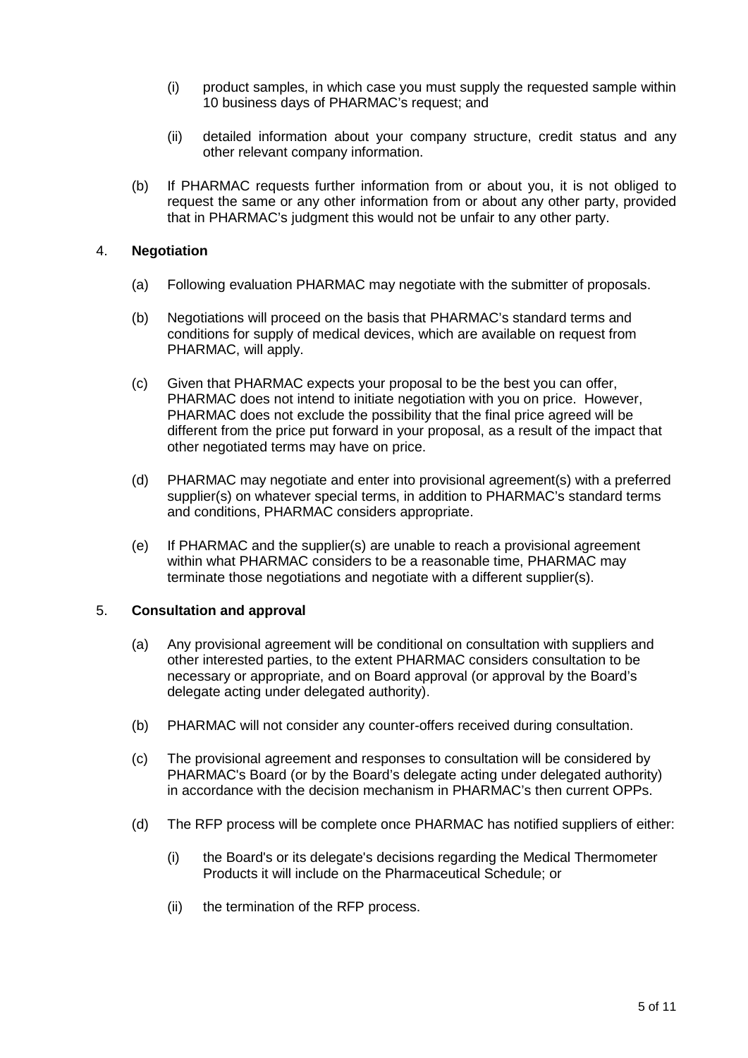(i) product samples, in which case you must supply the requested sample within 10 business days of PHARMAC's request; and

(ii) detailed information about your company structure, credit status and any other relevant company information.

(b) If PHARMAC requests further information from or about you, it is not obliged to request the same or any other information from or about any other party, provided that in PHARMAC's judgment this would not be unfair to any other party.

4. **Negotiation**

(a) Following evaluation PHARMAC may negotiate with the submitter of proposals.

(b) Negotiations will proceed on the basis that PHARMAC's standard terms and conditions for supply of medical devices, which are available on request from PHARMAC, will apply.

(c) Given that PHARMAC expects your proposal to be the best you can offer, PHARMAC does not intend to initiate negotiation with you on price. However, PHARMAC does not exclude the possibility that the final price agreed will be different from the price put forward in your proposal, as a result of the impact that other negotiated terms may have on price.

(d) PHARMAC may negotiate and enter into provisional agreement(s) with a preferred supplier(s) on whatever special terms, in addition to PHARMAC's standard terms and conditions, PHARMAC considers appropriate.

(e) If PHARMAC and the supplier(s) are unable to reach a provisional agreement within what PHARMAC considers to be a reasonable time, PHARMAC may terminate those negotiations and negotiate with a different supplier(s).

5. **Consultation and approval**

(a) Any provisional agreement will be conditional on consultation with suppliers and other interested parties, to the extent PHARMAC considers consultation to be necessary or appropriate, and on Board approval (or approval by the Board's delegate acting under delegated authority).

(b) PHARMAC will not consider any counter-offers received during consultation.

(c) The provisional agreement and responses to consultation will be considered by PHARMAC's Board (or by the Board's delegate acting under delegated authority) in accordance with the decision mechanism in PHARMAC's then current OPPs.

(d) The RFP process will be complete once PHARMAC has notified suppliers of either:

(i) the Board's or its delegate's decisions regarding the Medical Thermometer Products it will include on the Pharmaceutical Schedule; or

(ii) the termination of the RFP process.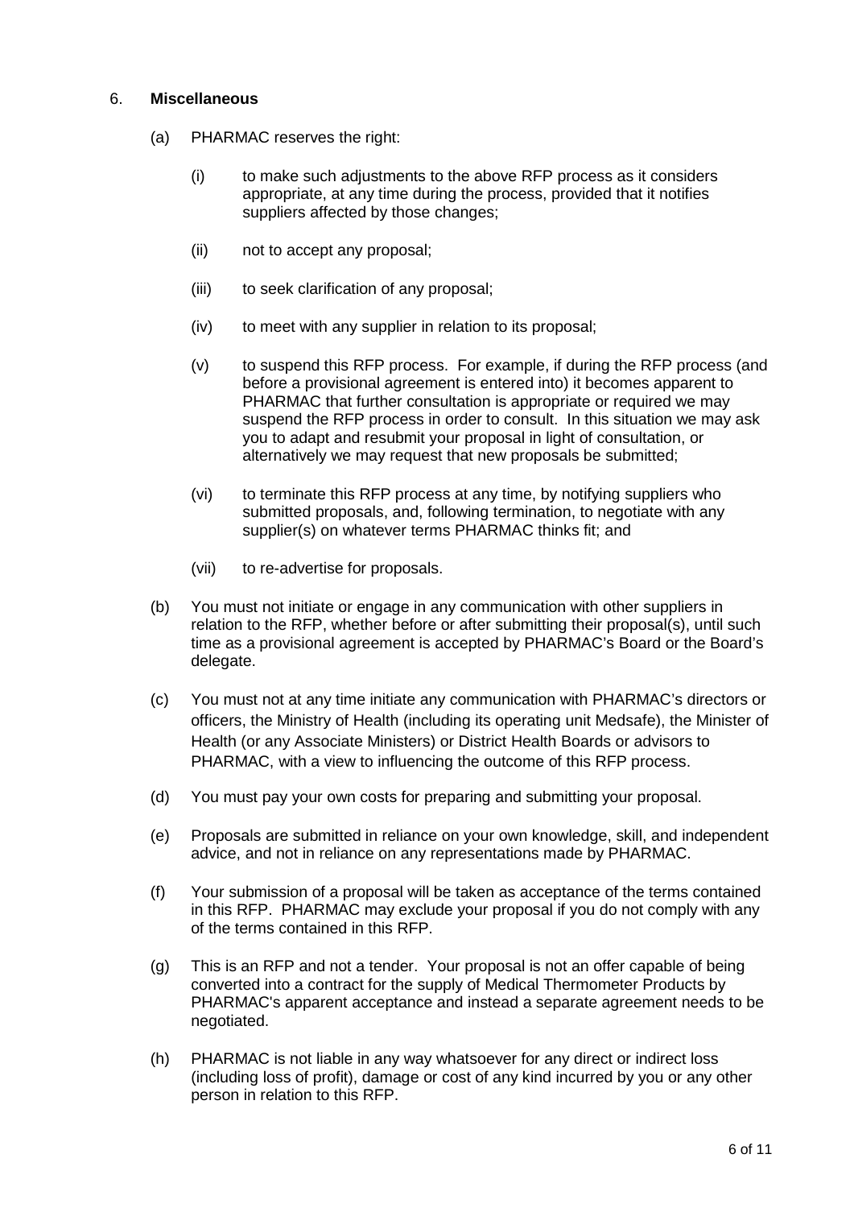## 6. **Miscellaneous**

(a) PHARMAC reserves the right:

- (i) to make such adjustments to the above RFP process as it considers appropriate, at any time during the process, provided that it notifies suppliers affected by those changes;
- (ii) not to accept any proposal;
- (iii) to seek clarification of any proposal;
- (iv) to meet with any supplier in relation to its proposal;
- (v) to suspend this RFP process. For example, if during the RFP process (and before a provisional agreement is entered into) it becomes apparent to PHARMAC that further consultation is appropriate or required we may suspend the RFP process in order to consult. In this situation we may ask you to adapt and resubmit your proposal in light of consultation, or alternatively we may request that new proposals be submitted;
- (vi) to terminate this RFP process at any time, by notifying suppliers who submitted proposals, and, following termination, to negotiate with any supplier(s) on whatever terms PHARMAC thinks fit; and
- (vii) to re-advertise for proposals.

(b) You must not initiate or engage in any communication with other suppliers in relation to the RFP, whether before or after submitting their proposal(s), until such time as a provisional agreement is accepted by PHARMAC's Board or the Board's delegate.

(c) You must not at any time initiate any communication with PHARMAC's directors or officers, the Ministry of Health (including its operating unit Medsafe), the Minister of Health (or any Associate Ministers) or District Health Boards or advisors to PHARMAC, with a view to influencing the outcome of this RFP process.

(d) You must pay your own costs for preparing and submitting your proposal.

(e) Proposals are submitted in reliance on your own knowledge, skill, and independent advice, and not in reliance on any representations made by PHARMAC.

(f) Your submission of a proposal will be taken as acceptance of the terms contained in this RFP. PHARMAC may exclude your proposal if you do not comply with any of the terms contained in this RFP.

(g) This is an RFP and not a tender. Your proposal is not an offer capable of being converted into a contract for the supply of Medical Thermometer Products by PHARMAC's apparent acceptance and instead a separate agreement needs to be negotiated.

(h) PHARMAC is not liable in any way whatsoever for any direct or indirect loss (including loss of profit), damage or cost of any kind incurred by you or any other person in relation to this RFP.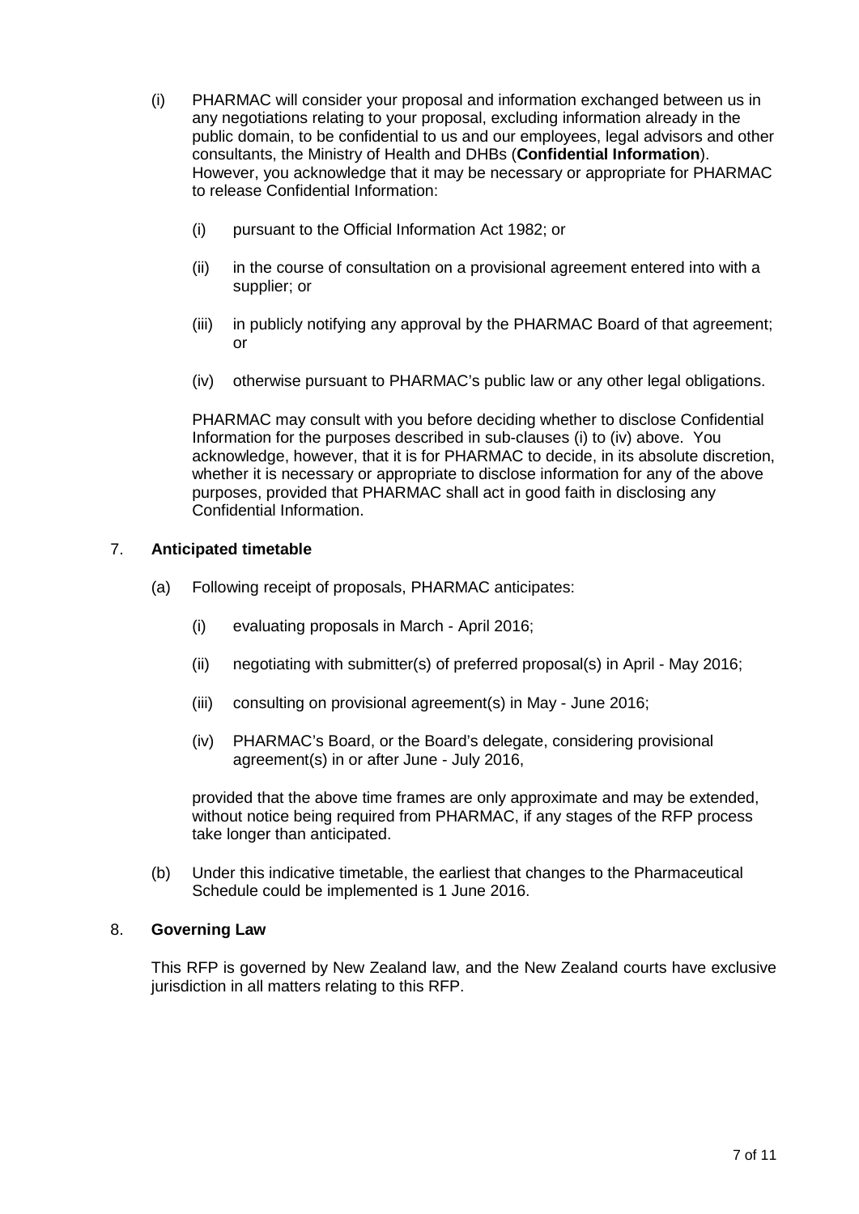(i) PHARMAC will consider your proposal and information exchanged between us in any negotiations relating to your proposal, excluding information already in the public domain, to be confidential to us and our employees, legal advisors and other consultants, the Ministry of Health and DHBs (**Confidential Information**). However, you acknowledge that it may be necessary or appropriate for PHARMAC to release Confidential Information:

   (i) pursuant to the Official Information Act 1982; or

   (ii) in the course of consultation on a provisional agreement entered into with a supplier; or

   (iii) in publicly notifying any approval by the PHARMAC Board of that agreement; or

   (iv) otherwise pursuant to PHARMAC's public law or any other legal obligations.

   PHARMAC may consult with you before deciding whether to disclose Confidential Information for the purposes described in sub-clauses (i) to (iv) above. You acknowledge, however, that it is for PHARMAC to decide, in its absolute discretion, whether it is necessary or appropriate to disclose information for any of the above purposes, provided that PHARMAC shall act in good faith in disclosing any Confidential Information.

7. **Anticipated timetable**

   (a) Following receipt of proposals, PHARMAC anticipates:

      (i) evaluating proposals in March - April 2016;

      (ii) negotiating with submitter(s) of preferred proposal(s) in April - May 2016;

      (iii) consulting on provisional agreement(s) in May - June 2016;

      (iv) PHARMAC's Board, or the Board's delegate, considering provisional agreement(s) in or after June - July 2016,

      provided that the above time frames are only approximate and may be extended, without notice being required from PHARMAC, if any stages of the RFP process take longer than anticipated.

   (b) Under this indicative timetable, the earliest that changes to the Pharmaceutical Schedule could be implemented is 1 June 2016.

8. **Governing Law**

   This RFP is governed by New Zealand law, and the New Zealand courts have exclusive jurisdiction in all matters relating to this RFP.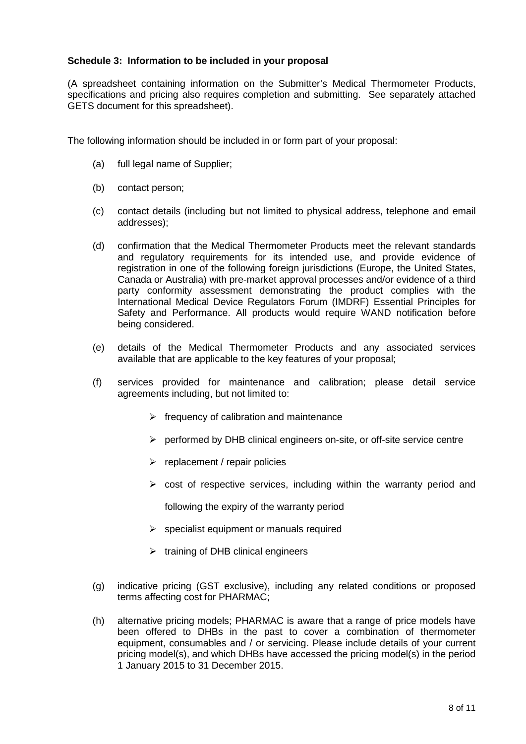**Schedule 3: Information to be included in your proposal**

(A spreadsheet containing information on the Submitter's Medical Thermometer Products, specifications and pricing also requires completion and submitting. See separately attached GETS document for this spreadsheet).

The following information should be included in or form part of your proposal:

(a) full legal name of Supplier;

(b) contact person;

(c) contact details (including but not limited to physical address, telephone and email addresses);

(d) confirmation that the Medical Thermometer Products meet the relevant standards and regulatory requirements for its intended use, and provide evidence of registration in one of the following foreign jurisdictions (Europe, the United States, Canada or Australia) with pre-market approval processes and/or evidence of a third party conformity assessment demonstrating the product complies with the International Medical Device Regulators Forum (IMDRF) Essential Principles for Safety and Performance. All products would require WAND notification before being considered.

(e) details of the Medical Thermometer Products and any associated services available that are applicable to the key features of your proposal;

(f) services provided for maintenance and calibration; please detail service agreements including, but not limited to:

- frequency of calibration and maintenance
- performed by DHB clinical engineers on-site, or off-site service centre
- replacement / repair policies
- cost of respective services, including within the warranty period and following the expiry of the warranty period
- specialist equipment or manuals required
- training of DHB clinical engineers

(g) indicative pricing (GST exclusive), including any related conditions or proposed terms affecting cost for PHARMAC;

(h) alternative pricing models; PHARMAC is aware that a range of price models have been offered to DHBs in the past to cover a combination of thermometer equipment, consumables and / or servicing. Please include details of your current pricing model(s), and which DHBs have accessed the pricing model(s) in the period 1 January 2015 to 31 December 2015.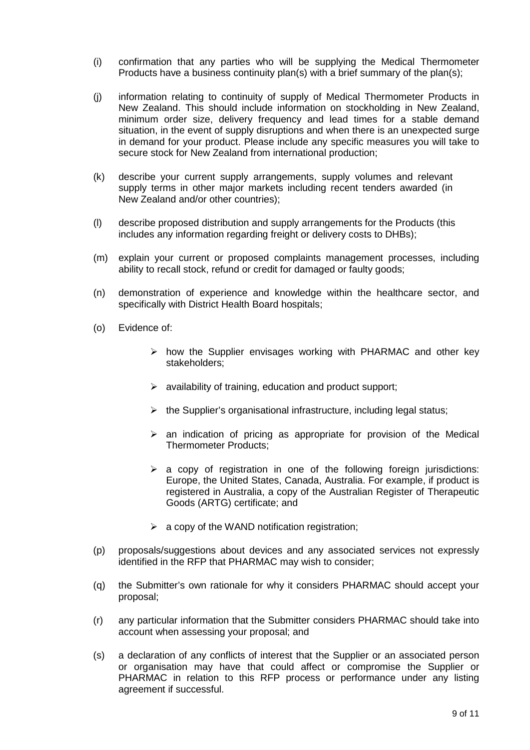(i) confirmation that any parties who will be supplying the Medical Thermometer Products have a business continuity plan(s) with a brief summary of the plan(s);

(j) information relating to continuity of supply of Medical Thermometer Products in New Zealand. This should include information on stockholding in New Zealand, minimum order size, delivery frequency and lead times for a stable demand situation, in the event of supply disruptions and when there is an unexpected surge in demand for your product. Please include any specific measures you will take to secure stock for New Zealand from international production;

(k) describe your current supply arrangements, supply volumes and relevant supply terms in other major markets including recent tenders awarded (in New Zealand and/or other countries);

(l) describe proposed distribution and supply arrangements for the Products (this includes any information regarding freight or delivery costs to DHBs);

(m) explain your current or proposed complaints management processes, including ability to recall stock, refund or credit for damaged or faulty goods;

(n) demonstration of experience and knowledge within the healthcare sector, and specifically with District Health Board hospitals;

(o) Evidence of:

- how the Supplier envisages working with PHARMAC and other key stakeholders;
- availability of training, education and product support;
- the Supplier's organisational infrastructure, including legal status;
- an indication of pricing as appropriate for provision of the Medical Thermometer Products;
- a copy of registration in one of the following foreign jurisdictions: Europe, the United States, Canada, Australia. For example, if product is registered in Australia, a copy of the Australian Register of Therapeutic Goods (ARTG) certificate; and
- a copy of the WAND notification registration;

(p) proposals/suggestions about devices and any associated services not expressly identified in the RFP that PHARMAC may wish to consider;

(q) the Submitter's own rationale for why it considers PHARMAC should accept your proposal;

(r) any particular information that the Submitter considers PHARMAC should take into account when assessing your proposal; and

(s) a declaration of any conflicts of interest that the Supplier or an associated person or organisation may have that could affect or compromise the Supplier or PHARMAC in relation to this RFP process or performance under any listing agreement if successful.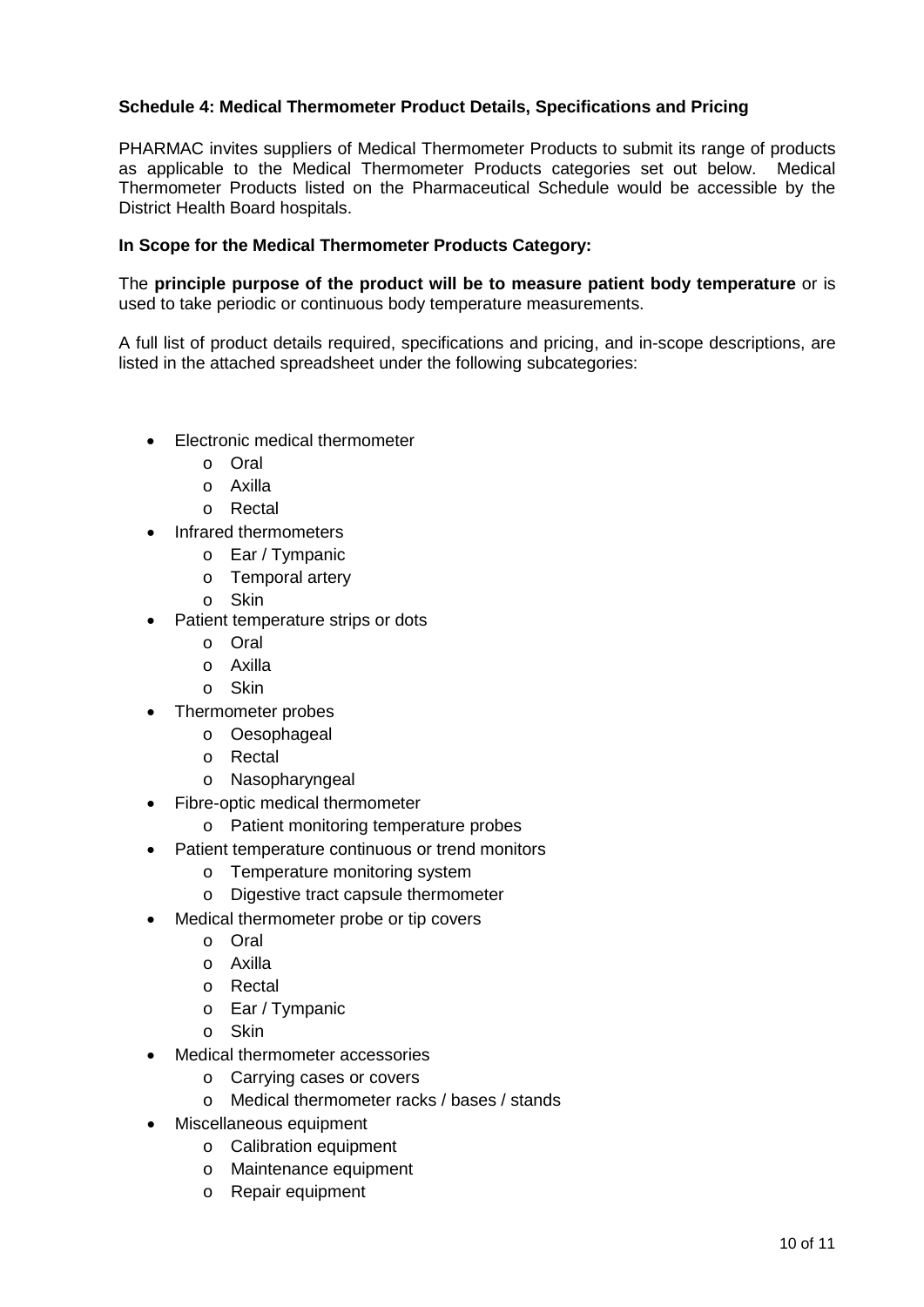**Schedule 4: Medical Thermometer Product Details, Specifications and Pricing**

PHARMAC invites suppliers of Medical Thermometer Products to submit its range of products as applicable to the Medical Thermometer Products categories set out below. Medical Thermometer Products listed on the Pharmaceutical Schedule would be accessible by the District Health Board hospitals.

**In Scope for the Medical Thermometer Products Category:**

The **principle purpose of the product will be to measure patient body temperature** or is used to take periodic or continuous body temperature measurements.

A full list of product details required, specifications and pricing, and in-scope descriptions, are listed in the attached spreadsheet under the following subcategories:

- Electronic medical thermometer
  - Oral
  - Axilla
  - Rectal
- Infrared thermometers
  - Ear / Tympanic
  - Temporal artery
  - Skin
- Patient temperature strips or dots
  - Oral
  - Axilla
  - Skin
- Thermometer probes
  - Oesophageal
  - Rectal
  - Nasopharyngeal
- Fibre-optic medical thermometer
  - Patient monitoring temperature probes
- Patient temperature continuous or trend monitors
  - Temperature monitoring system
  - Digestive tract capsule thermometer
- Medical thermometer probe or tip covers
  - Oral
  - Axilla
  - Rectal
  - Ear / Tympanic
  - Skin
- Medical thermometer accessories
  - Carrying cases or covers
  - Medical thermometer racks / bases / stands
- Miscellaneous equipment
  - Calibration equipment
  - Maintenance equipment
  - Repair equipment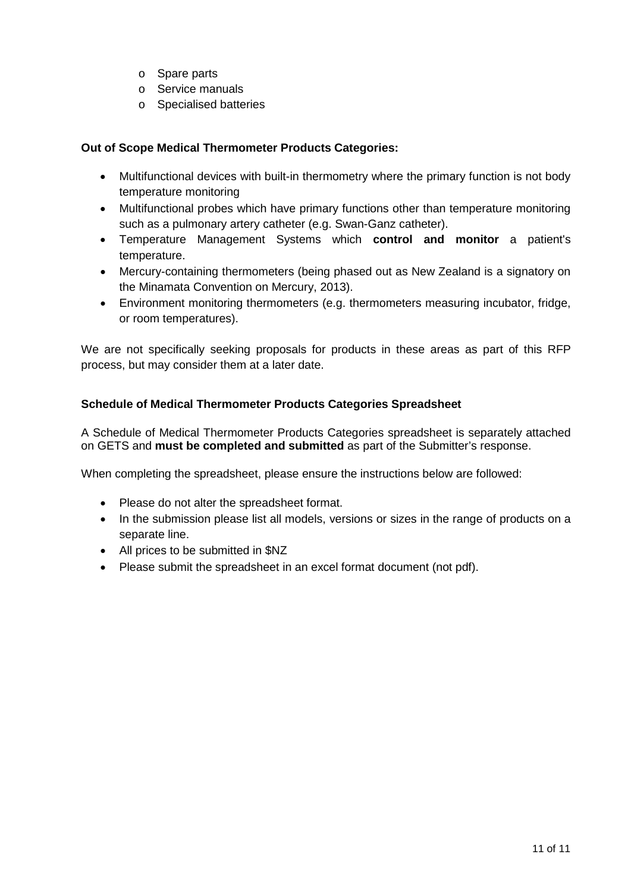- Spare parts
  - Service manuals
  - Specialised batteries

**Out of Scope Medical Thermometer Products Categories:**

- Multifunctional devices with built-in thermometry where the primary function is not body temperature monitoring
- Multifunctional probes which have primary functions other than temperature monitoring such as a pulmonary artery catheter (e.g. Swan-Ganz catheter).
- Temperature Management Systems which **control and monitor** a patient's temperature.
- Mercury-containing thermometers (being phased out as New Zealand is a signatory on the Minamata Convention on Mercury, 2013).
- Environment monitoring thermometers (e.g. thermometers measuring incubator, fridge, or room temperatures).

We are not specifically seeking proposals for products in these areas as part of this RFP process, but may consider them at a later date.

**Schedule of Medical Thermometer Products Categories Spreadsheet**

A Schedule of Medical Thermometer Products Categories spreadsheet is separately attached on GETS and **must be completed and submitted** as part of the Submitter's response.

When completing the spreadsheet, please ensure the instructions below are followed:

- Please do not alter the spreadsheet format.
- In the submission please list all models, versions or sizes in the range of products on a separate line.
- All prices to be submitted in $NZ
- Please submit the spreadsheet in an excel format document (not pdf).